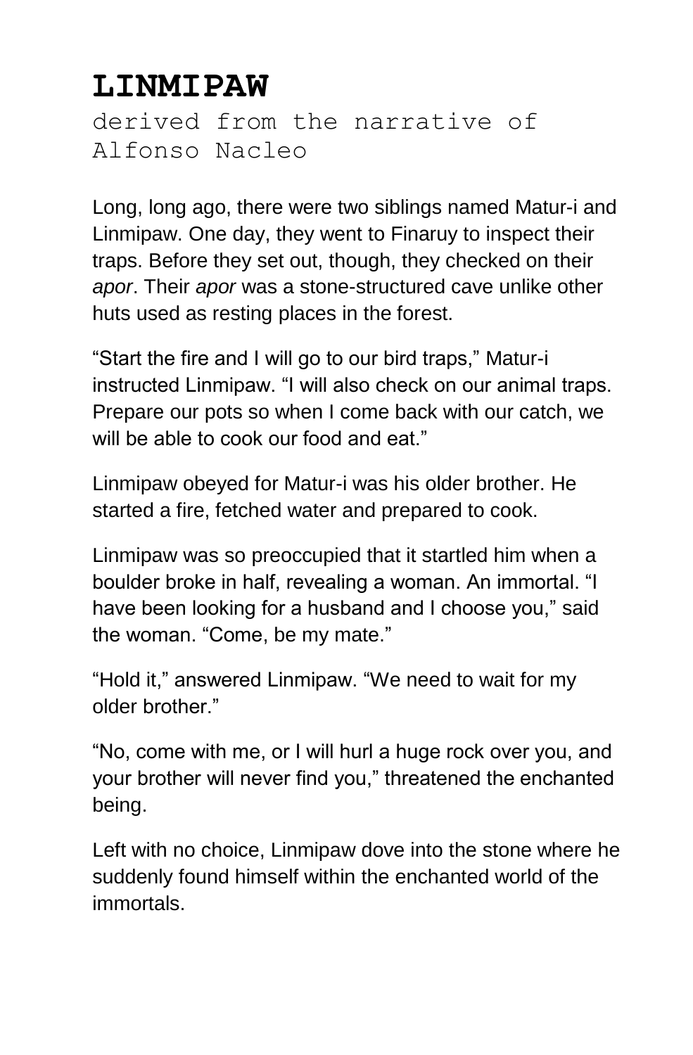# LINMIPAW

derived from the narrative of Alfonso Nacleo

Long, long ago, there were two siblings named Matur-i and Linmipaw. One day, they went to Finaruy to inspect their traps. Before they set out, though, they checked on their *apor*. Their *apor* was a stone-structured cave unlike other huts used as resting places in the forest.

“Start the fire and I will go to our bird traps,” Matur-i instructed Linmipaw. “I will also check on our animal traps. Prepare our pots so when I come back with our catch, we will be able to cook our food and eat.”

Linmipaw obeyed for Matur-i was his older brother. He started a fire, fetched water and prepared to cook.

Linmipaw was so preoccupied that it startled him when a boulder broke in half, revealing a woman. An immortal. “I have been looking for a husband and I choose you,” said the woman. “Come, be my mate.”

“Hold it,” answered Linmipaw. “We need to wait for my older brother.”

“No, come with me, or I will hurl a huge rock over you, and your brother will never find you,” threatened the enchanted being.

Left with no choice, Linmipaw dove into the stone where he suddenly found himself within the enchanted world of the immortals.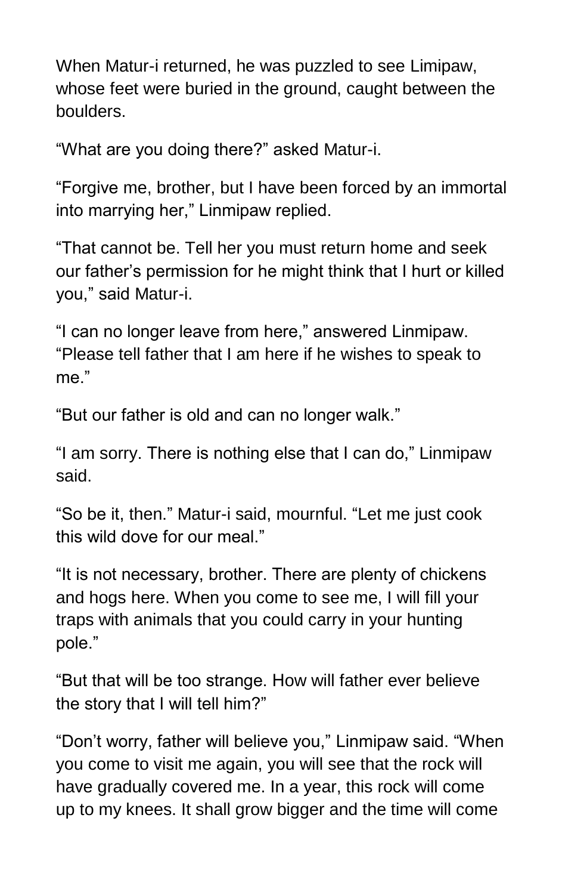When Matur-i returned, he was puzzled to see Limipaw, whose feet were buried in the ground, caught between the boulders.

“What are you doing there?” asked Matur-i.

“Forgive me, brother, but I have been forced by an immortal into marrying her,” Linmipaw replied.

“That cannot be. Tell her you must return home and seek our father’s permission for he might think that I hurt or killed you,” said Matur-i.

“I can no longer leave from here,” answered Linmipaw. “Please tell father that I am here if he wishes to speak to me.”

“But our father is old and can no longer walk.”

“I am sorry. There is nothing else that I can do,” Linmipaw said.

“So be it, then.” Matur-i said, mournful. “Let me just cook this wild dove for our meal.”

“It is not necessary, brother. There are plenty of chickens and hogs here. When you come to see me, I will fill your traps with animals that you could carry in your hunting pole.”

“But that will be too strange. How will father ever believe the story that I will tell him?”

“Don’t worry, father will believe you,” Linmipaw said. “When you come to visit me again, you will see that the rock will have gradually covered me. In a year, this rock will come up to my knees. It shall grow bigger and the time will come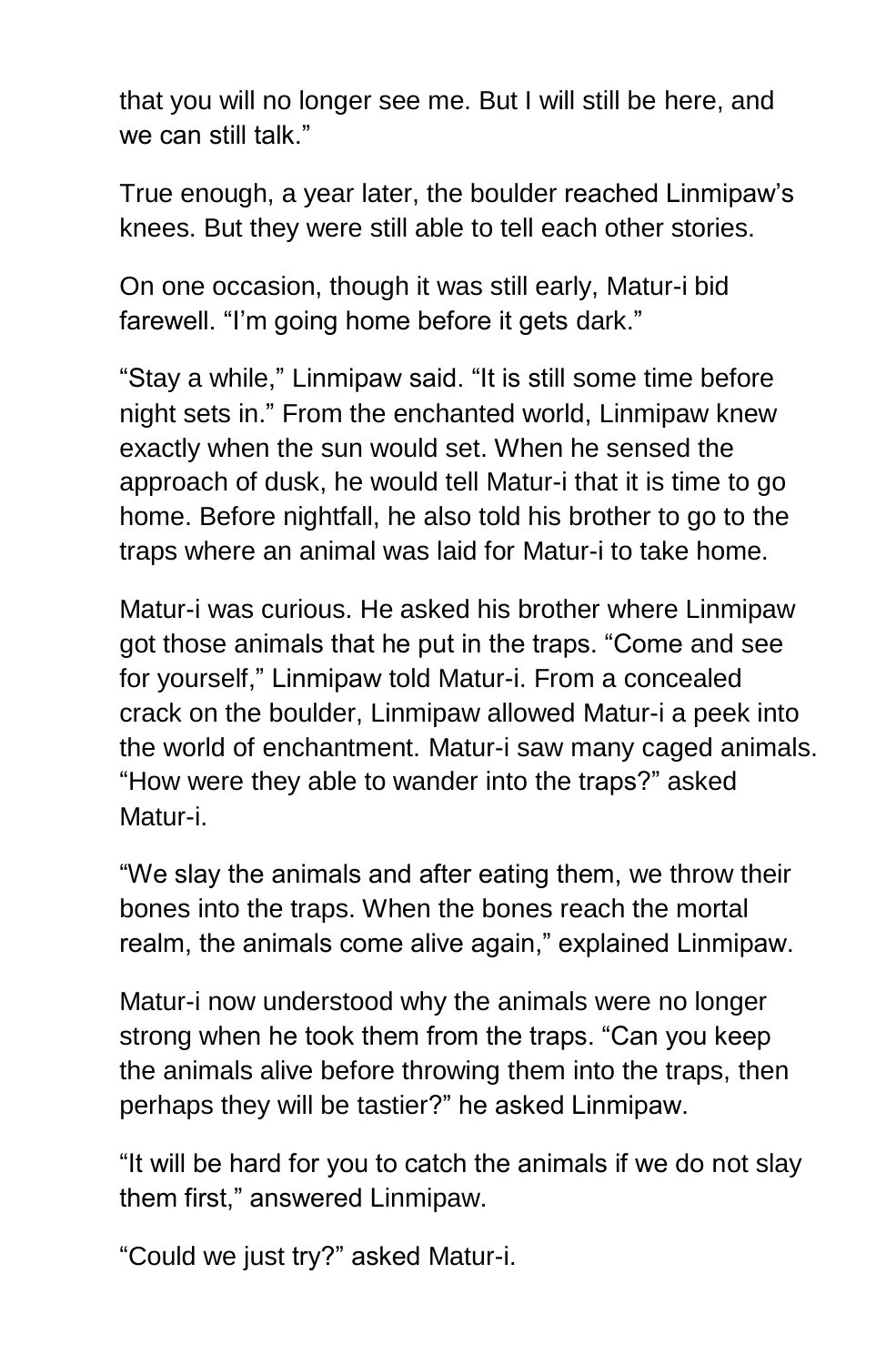that you will no longer see me. But I will still be here, and we can still talk."

True enough, a year later, the boulder reached Linmipaw's knees. But they were still able to tell each other stories.

On one occasion, though it was still early, Matur-i bid farewell. "I'm going home before it gets dark."

"Stay a while," Linmipaw said. "It is still some time before night sets in." From the enchanted world, Linmipaw knew exactly when the sun would set. When he sensed the approach of dusk, he would tell Matur-i that it is time to go home. Before nightfall, he also told his brother to go to the traps where an animal was laid for Matur-i to take home.

Matur-i was curious. He asked his brother where Linmipaw got those animals that he put in the traps. "Come and see for yourself," Linmipaw told Matur-i. From a concealed crack on the boulder, Linmipaw allowed Matur-i a peek into the world of enchantment. Matur-i saw many caged animals. "How were they able to wander into the traps?" asked Matur-i.

"We slay the animals and after eating them, we throw their bones into the traps. When the bones reach the mortal realm, the animals come alive again," explained Linmipaw.

Matur-i now understood why the animals were no longer strong when he took them from the traps. "Can you keep the animals alive before throwing them into the traps, then perhaps they will be tastier?" he asked Linmipaw.

"It will be hard for you to catch the animals if we do not slay them first," answered Linmipaw.

"Could we just try?" asked Matur-i.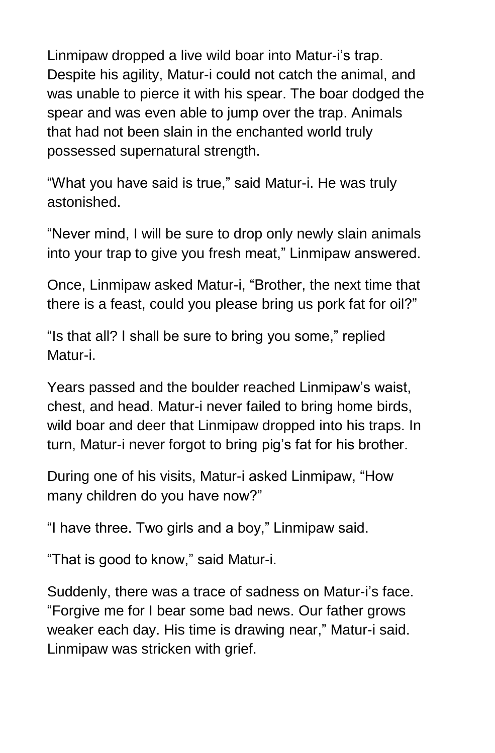Linmipaw dropped a live wild boar into Matur-i's trap. Despite his agility, Matur-i could not catch the animal, and was unable to pierce it with his spear. The boar dodged the spear and was even able to jump over the trap. Animals that had not been slain in the enchanted world truly possessed supernatural strength.

"What you have said is true," said Matur-i. He was truly astonished.

"Never mind, I will be sure to drop only newly slain animals into your trap to give you fresh meat," Linmipaw answered.

Once, Linmipaw asked Matur-i, "Brother, the next time that there is a feast, could you please bring us pork fat for oil?"

"Is that all? I shall be sure to bring you some," replied Matur-i.

Years passed and the boulder reached Linmipaw's waist, chest, and head. Matur-i never failed to bring home birds, wild boar and deer that Linmipaw dropped into his traps. In turn, Matur-i never forgot to bring pig's fat for his brother.

During one of his visits, Matur-i asked Linmipaw, "How many children do you have now?"

"I have three. Two girls and a boy," Linmipaw said.

"That is good to know," said Matur-i.

Suddenly, there was a trace of sadness on Matur-i's face. "Forgive me for I bear some bad news. Our father grows weaker each day. His time is drawing near," Matur-i said. Linmipaw was stricken with grief.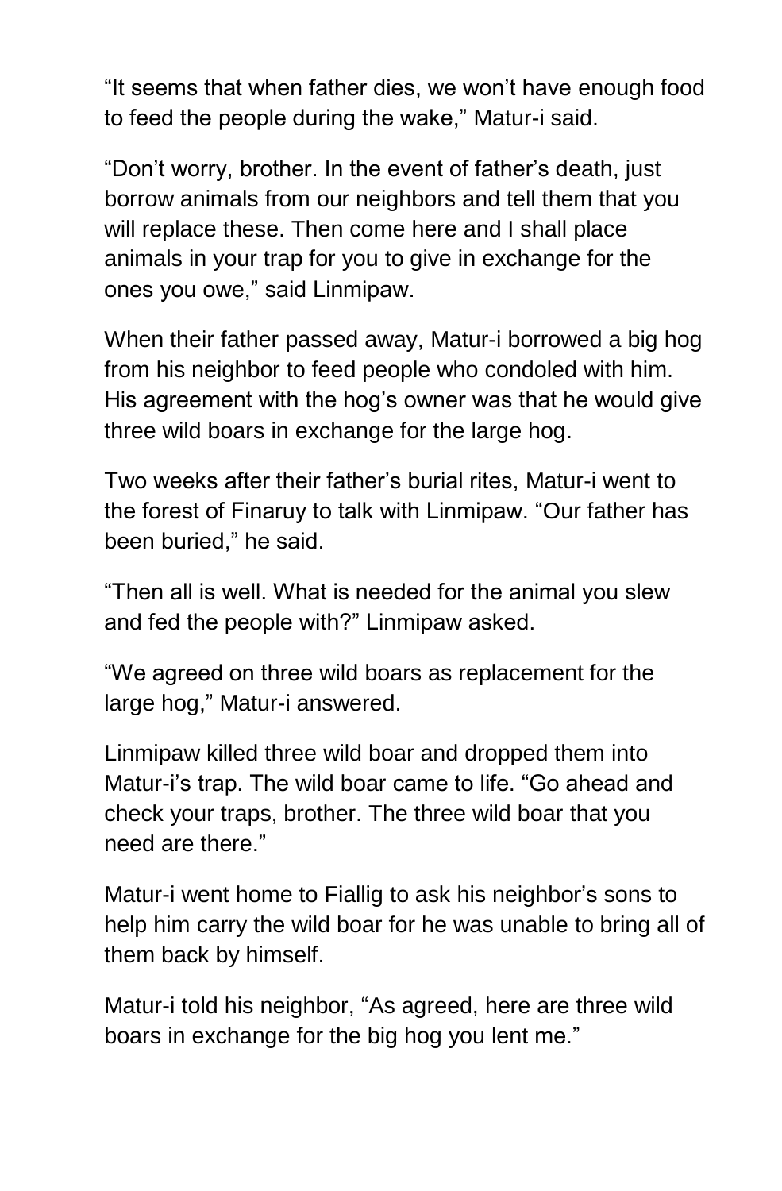"It seems that when father dies, we won't have enough food to feed the people during the wake," Matur-i said.

"Don't worry, brother. In the event of father's death, just borrow animals from our neighbors and tell them that you will replace these. Then come here and I shall place animals in your trap for you to give in exchange for the ones you owe," said Linmipaw.

When their father passed away, Matur-i borrowed a big hog from his neighbor to feed people who condoled with him. His agreement with the hog's owner was that he would give three wild boars in exchange for the large hog.

Two weeks after their father's burial rites, Matur-i went to the forest of Finaruy to talk with Linmipaw. "Our father has been buried," he said.

"Then all is well. What is needed for the animal you slew and fed the people with?" Linmipaw asked.

"We agreed on three wild boars as replacement for the large hog," Matur-i answered.

Linmipaw killed three wild boar and dropped them into Matur-i's trap. The wild boar came to life. "Go ahead and check your traps, brother. The three wild boar that you need are there."

Matur-i went home to Fiallig to ask his neighbor's sons to help him carry the wild boar for he was unable to bring all of them back by himself.

Matur-i told his neighbor, "As agreed, here are three wild boars in exchange for the big hog you lent me."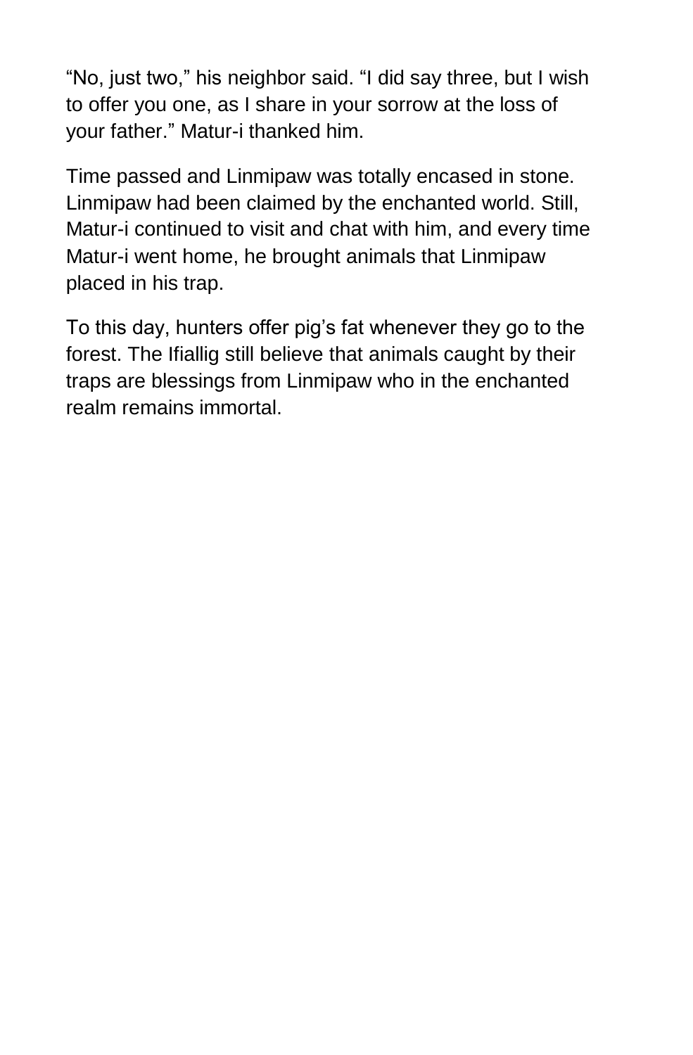"No, just two," his neighbor said. "I did say three, but I wish to offer you one, as I share in your sorrow at the loss of your father." Matur-i thanked him.

Time passed and Linmipaw was totally encased in stone. Linmipaw had been claimed by the enchanted world. Still, Matur-i continued to visit and chat with him, and every time Matur-i went home, he brought animals that Linmipaw placed in his trap.

To this day, hunters offer pig's fat whenever they go to the forest. The Ifiallig still believe that animals caught by their traps are blessings from Linmipaw who in the enchanted realm remains immortal.